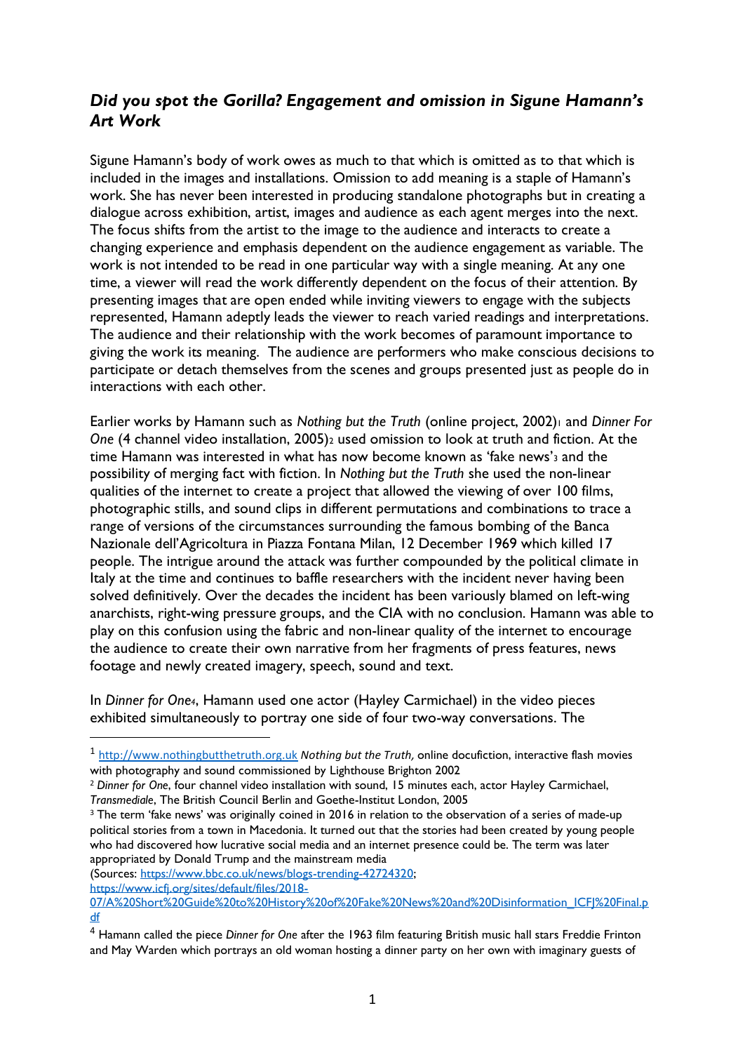## *Did you spot the Gorilla? Engagement and omission in Sigune Hamann's Art Work*

Sigune Hamann's body of work owes as much to that which is omitted as to that which is included in the images and installations. Omission to add meaning is a staple of Hamann's work. She has never been interested in producing standalone photographs but in creating a dialogue across exhibition, artist, images and audience as each agent merges into the next. The focus shifts from the artist to the image to the audience and interacts to create a changing experience and emphasis dependent on the audience engagement as variable. The work is not intended to be read in one particular way with a single meaning. At any one time, a viewer will read the work differently dependent on the focus of their attention. By presenting images that are open ended while inviting viewers to engage with the subjects represented, Hamann adeptly leads the viewer to reach varied readings and interpretations. The audience and their relationship with the work becomes of paramount importance to giving the work its meaning. The audience are performers who make conscious decisions to participate or detach themselves from the scenes and groups presented just as people do in interactions with each other.

Earlier works by Hamann such as *Nothing but the Truth* (online project, 2002)[1] and *Dinner For One* (4 channel video installation, 2005)[2] used omission to look at truth and fiction. At the time Hamann was interested in what has now become known as 'fake news'[3] and the possibility of merging fact with fiction. In *Nothing but the Truth* she used the non-linear qualities of the internet to create a project that allowed the viewing of over 100 films, photographic stills, and sound clips in different permutations and combinations to trace a range of versions of the circumstances surrounding the famous bombing of the Banca Nazionale dell'Agricoltura in Piazza Fontana Milan, 12 December 1969 which killed 17 people. The intrigue around the attack was further compounded by the political climate in Italy at the time and continues to baffle researchers with the incident never having been solved definitively. Over the decades the incident has been variously blamed on left-wing anarchists, right-wing pressure groups, and the CIA with no conclusion. Hamann was able to play on this confusion using the fabric and non-linear quality of the internet to encourage the audience to create their own narrative from her fragments of press features, news footage and newly created imagery, speech, sound and text.

In *Dinner for One*[4], Hamann used one actor (Hayley Carmichael) in the video pieces exhibited simultaneously to portray one side of four two-way conversations. The

---

[1] http://www.nothingbutthetruth.org.uk *Nothing but the Truth,* online docufiction, interactive flash movies with photography and sound commissioned by Lighthouse Brighton 2002

[2] *Dinner for One*, four channel video installation with sound, 15 minutes each, actor Hayley Carmichael, *Transmediale*, The British Council Berlin and Goethe-Institut London, 2005

[3] The term 'fake news' was originally coined in 2016 in relation to the observation of a series of made-up political stories from a town in Macedonia. It turned out that the stories had been created by young people who had discovered how lucrative social media and an internet presence could be. The term was later appropriated by Donald Trump and the mainstream media
(Sources: https://www.bbc.co.uk/news/blogs-trending-42724320; https://www.icfj.org/sites/default/files/2018-07/A%20Short%20Guide%20to%20History%20of%20Fake%20News%20and%20Disinformation_ICFJ%20Final.pdf

[4] Hamann called the piece *Dinner for One* after the 1963 film featuring British music hall stars Freddie Frinton and May Warden which portrays an old woman hosting a dinner party on her own with imaginary guests of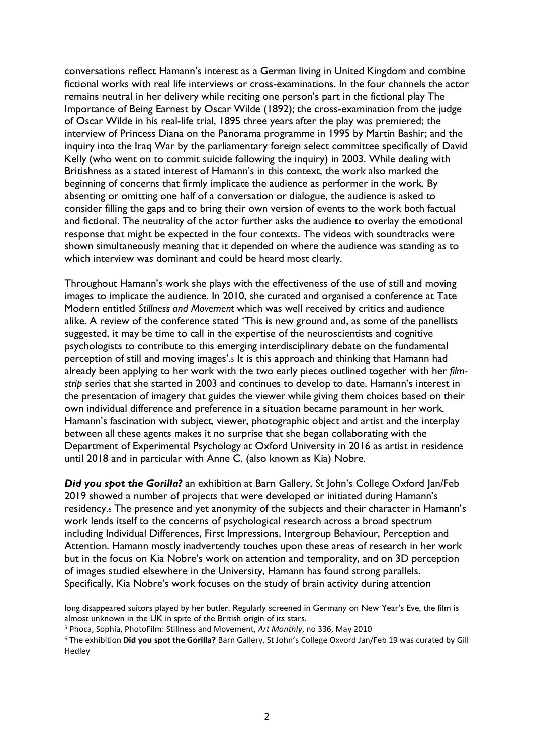conversations reflect Hamann's interest as a German living in United Kingdom and combine fictional works with real life interviews or cross-examinations. In the four channels the actor remains neutral in her delivery while reciting one person's part in the fictional play The Importance of Being Earnest by Oscar Wilde (1892); the cross-examination from the judge of Oscar Wilde in his real-life trial, 1895 three years after the play was premiered; the interview of Princess Diana on the Panorama programme in 1995 by Martin Bashir; and the inquiry into the Iraq War by the parliamentary foreign select committee specifically of David Kelly (who went on to commit suicide following the inquiry) in 2003. While dealing with Britishness as a stated interest of Hamann's in this context, the work also marked the beginning of concerns that firmly implicate the audience as performer in the work. By absenting or omitting one half of a conversation or dialogue, the audience is asked to consider filling the gaps and to bring their own version of events to the work both factual and fictional. The neutrality of the actor further asks the audience to overlay the emotional response that might be expected in the four contexts. The videos with soundtracks were shown simultaneously meaning that it depended on where the audience was standing as to which interview was dominant and could be heard most clearly.

Throughout Hamann's work she plays with the effectiveness of the use of still and moving images to implicate the audience. In 2010, she curated and organised a conference at Tate Modern entitled *Stillness and Movement* which was well received by critics and audience alike. A review of the conference stated 'This is new ground and, as some of the panellists suggested, it may be time to call in the expertise of the neuroscientists and cognitive psychologists to contribute to this emerging interdisciplinary debate on the fundamental perception of still and moving images'.[5] It is this approach and thinking that Hamann had already been applying to her work with the two early pieces outlined together with her *film-strip* series that she started in 2003 and continues to develop to date. Hamann's interest in the presentation of imagery that guides the viewer while giving them choices based on their own individual difference and preference in a situation became paramount in her work. Hamann's fascination with subject, viewer, photographic object and artist and the interplay between all these agents makes it no surprise that she began collaborating with the Department of Experimental Psychology at Oxford University in 2016 as artist in residence until 2018 and in particular with Anne C. (also known as Kia) Nobre.

***Did you spot the Gorilla?*** an exhibition at Barn Gallery, St John's College Oxford Jan/Feb 2019 showed a number of projects that were developed or initiated during Hamann's residency.[6] The presence and yet anonymity of the subjects and their character in Hamann's work lends itself to the concerns of psychological research across a broad spectrum including Individual Differences, First Impressions, Intergroup Behaviour, Perception and Attention. Hamann mostly inadvertently touches upon these areas of research in her work but in the focus on Kia Nobre's work on attention and temporality, and on 3D perception of images studied elsewhere in the University, Hamann has found strong parallels. Specifically, Kia Nobre's work focuses on the study of brain activity during attention

---

long disappeared suitors played by her butler. Regularly screened in Germany on New Year's Eve, the film is almost unknown in the UK in spite of the British origin of its stars.

[5] Phoca, Sophia, PhotoFilm: Stillness and Movement, *Art Monthly*, no 336, May 2010

[6] The exhibition **Did you spot the Gorilla?** Barn Gallery, St John's College Oxvord Jan/Feb 19 was curated by Gill Hedley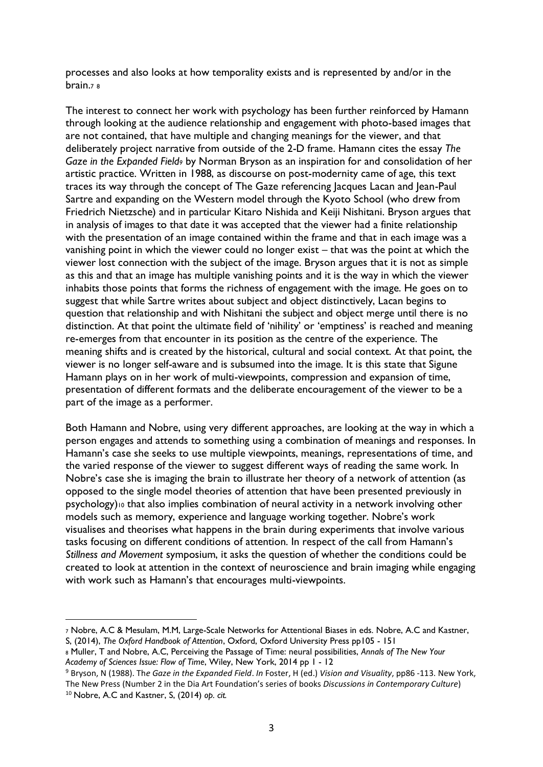processes and also looks at how temporality exists and is represented by and/or in the brain.[7] [8]

The interest to connect her work with psychology has been further reinforced by Hamann through looking at the audience relationship and engagement with photo-based images that are not contained, that have multiple and changing meanings for the viewer, and that deliberately project narrative from outside of the 2-D frame. Hamann cites the essay *The Gaze in the Expanded Field*[9] by Norman Bryson as an inspiration for and consolidation of her artistic practice. Written in 1988, as discourse on post-modernity came of age, this text traces its way through the concept of The Gaze referencing Jacques Lacan and Jean-Paul Sartre and expanding on the Western model through the Kyoto School (who drew from Friedrich Nietzsche) and in particular Kitaro Nishida and Keiji Nishitani. Bryson argues that in analysis of images to that date it was accepted that the viewer had a finite relationship with the presentation of an image contained within the frame and that in each image was a vanishing point in which the viewer could no longer exist – that was the point at which the viewer lost connection with the subject of the image. Bryson argues that it is not as simple as this and that an image has multiple vanishing points and it is the way in which the viewer inhabits those points that forms the richness of engagement with the image. He goes on to suggest that while Sartre writes about subject and object distinctively, Lacan begins to question that relationship and with Nishitani the subject and object merge until there is no distinction. At that point the ultimate field of 'nihility' or 'emptiness' is reached and meaning re-emerges from that encounter in its position as the centre of the experience. The meaning shifts and is created by the historical, cultural and social context. At that point, the viewer is no longer self-aware and is subsumed into the image. It is this state that Sigune Hamann plays on in her work of multi-viewpoints, compression and expansion of time, presentation of different formats and the deliberate encouragement of the viewer to be a part of the image as a performer.

Both Hamann and Nobre, using very different approaches, are looking at the way in which a person engages and attends to something using a combination of meanings and responses. In Hamann's case she seeks to use multiple viewpoints, meanings, representations of time, and the varied response of the viewer to suggest different ways of reading the same work. In Nobre's case she is imaging the brain to illustrate her theory of a network of attention (as opposed to the single model theories of attention that have been presented previously in psychology)[10] that also implies combination of neural activity in a network involving other models such as memory, experience and language working together. Nobre's work visualises and theorises what happens in the brain during experiments that involve various tasks focusing on different conditions of attention. In respect of the call from Hamann's *Stillness and Movement* symposium, it asks the question of whether the conditions could be created to look at attention in the context of neuroscience and brain imaging while engaging with work such as Hamann's that encourages multi-viewpoints.

---

[7] Nobre, A.C & Mesulam, M.M, Large-Scale Networks for Attentional Biases in eds. Nobre, A.C and Kastner, S, (2014), *The Oxford Handbook of Attention*, Oxford, Oxford University Press pp105 - 151

[8] Muller, T and Nobre, A.C, Perceiving the Passage of Time: neural possibilities, *Annals of The New Your Academy of Sciences Issue: Flow of Time*, Wiley, New York, 2014 pp 1 - 12

[9] Bryson, N (1988). Th*e Gaze in the Expanded Field*. *In* Foster, H (ed.) *Vision and Visuality*, pp86 -113. New York, The New Press (Number 2 in the Dia Art Foundation's series of books *Discussions in Contemporary Culture*)

[10] Nobre, A.C and Kastner, S, (2014) *op. cit.*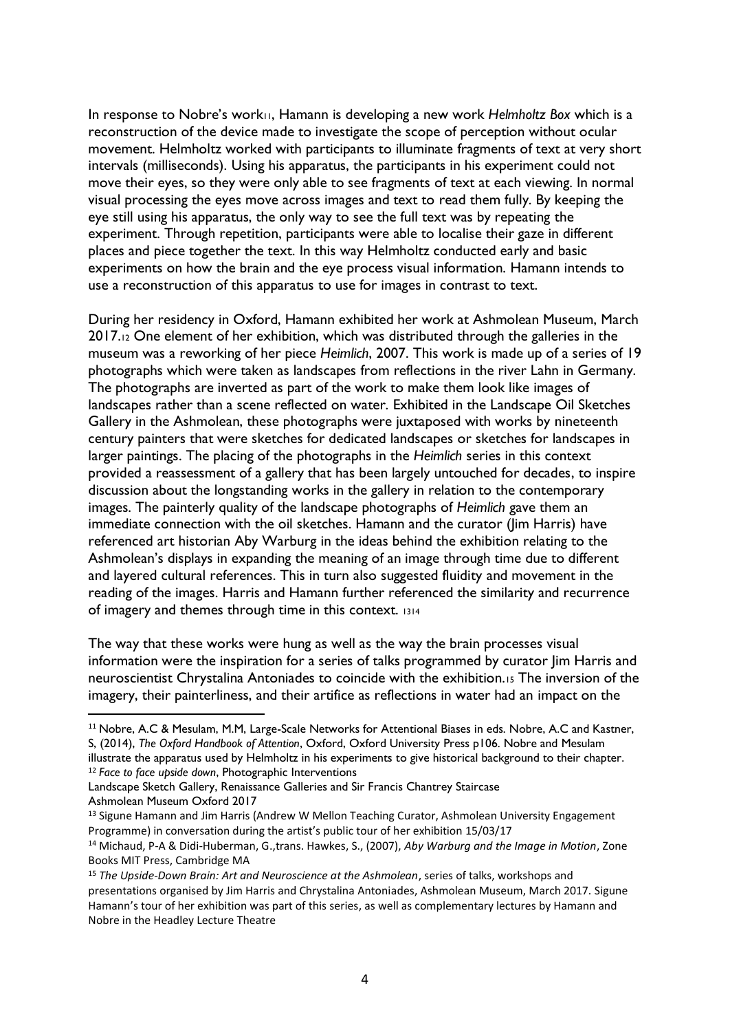In response to Nobre's work[11], Hamann is developing a new work *Helmholtz Box* which is a reconstruction of the device made to investigate the scope of perception without ocular movement. Helmholtz worked with participants to illuminate fragments of text at very short intervals (milliseconds). Using his apparatus, the participants in his experiment could not move their eyes, so they were only able to see fragments of text at each viewing. In normal visual processing the eyes move across images and text to read them fully. By keeping the eye still using his apparatus, the only way to see the full text was by repeating the experiment. Through repetition, participants were able to localise their gaze in different places and piece together the text. In this way Helmholtz conducted early and basic experiments on how the brain and the eye process visual information. Hamann intends to use a reconstruction of this apparatus to use for images in contrast to text.

During her residency in Oxford, Hamann exhibited her work at Ashmolean Museum, March 2017.[12] One element of her exhibition, which was distributed through the galleries in the museum was a reworking of her piece *Heimlich*, 2007. This work is made up of a series of 19 photographs which were taken as landscapes from reflections in the river Lahn in Germany. The photographs are inverted as part of the work to make them look like images of landscapes rather than a scene reflected on water. Exhibited in the Landscape Oil Sketches Gallery in the Ashmolean, these photographs were juxtaposed with works by nineteenth century painters that were sketches for dedicated landscapes or sketches for landscapes in larger paintings. The placing of the photographs in the *Heimlich* series in this context provided a reassessment of a gallery that has been largely untouched for decades, to inspire discussion about the longstanding works in the gallery in relation to the contemporary images. The painterly quality of the landscape photographs of *Heimlich* gave them an immediate connection with the oil sketches. Hamann and the curator (Jim Harris) have referenced art historian Aby Warburg in the ideas behind the exhibition relating to the Ashmolean's displays in expanding the meaning of an image through time due to different and layered cultural references. This in turn also suggested fluidity and movement in the reading of the images. Harris and Hamann further referenced the similarity and recurrence of imagery and themes through time in this context. [13][14]

The way that these works were hung as well as the way the brain processes visual information were the inspiration for a series of talks programmed by curator Jim Harris and neuroscientist Chrystalina Antoniades to coincide with the exhibition.[15] The inversion of the imagery, their painterliness, and their artifice as reflections in water had an impact on the

---

[11] Nobre, A.C & Mesulam, M.M, Large-Scale Networks for Attentional Biases in eds. Nobre, A.C and Kastner, S, (2014), *The Oxford Handbook of Attention*, Oxford, Oxford University Press p106. Nobre and Mesulam illustrate the apparatus used by Helmholtz in his experiments to give historical background to their chapter.

[12] *Face to face upside down*, Photographic Interventions
Landscape Sketch Gallery, Renaissance Galleries and Sir Francis Chantrey Staircase
Ashmolean Museum Oxford 2017

[13] Sigune Hamann and Jim Harris (Andrew W Mellon Teaching Curator, Ashmolean University Engagement Programme) in conversation during the artist's public tour of her exhibition 15/03/17

[14] Michaud, P-A & Didi-Huberman, G.,trans. Hawkes, S., (2007), *Aby Warburg and the Image in Motion*, Zone Books MIT Press, Cambridge MA

[15] *The Upside-Down Brain: Art and Neuroscience at the Ashmolean*, series of talks, workshops and presentations organised by Jim Harris and Chrystalina Antoniades, Ashmolean Museum, March 2017. Sigune Hamann's tour of her exhibition was part of this series, as well as complementary lectures by Hamann and Nobre in the Headley Lecture Theatre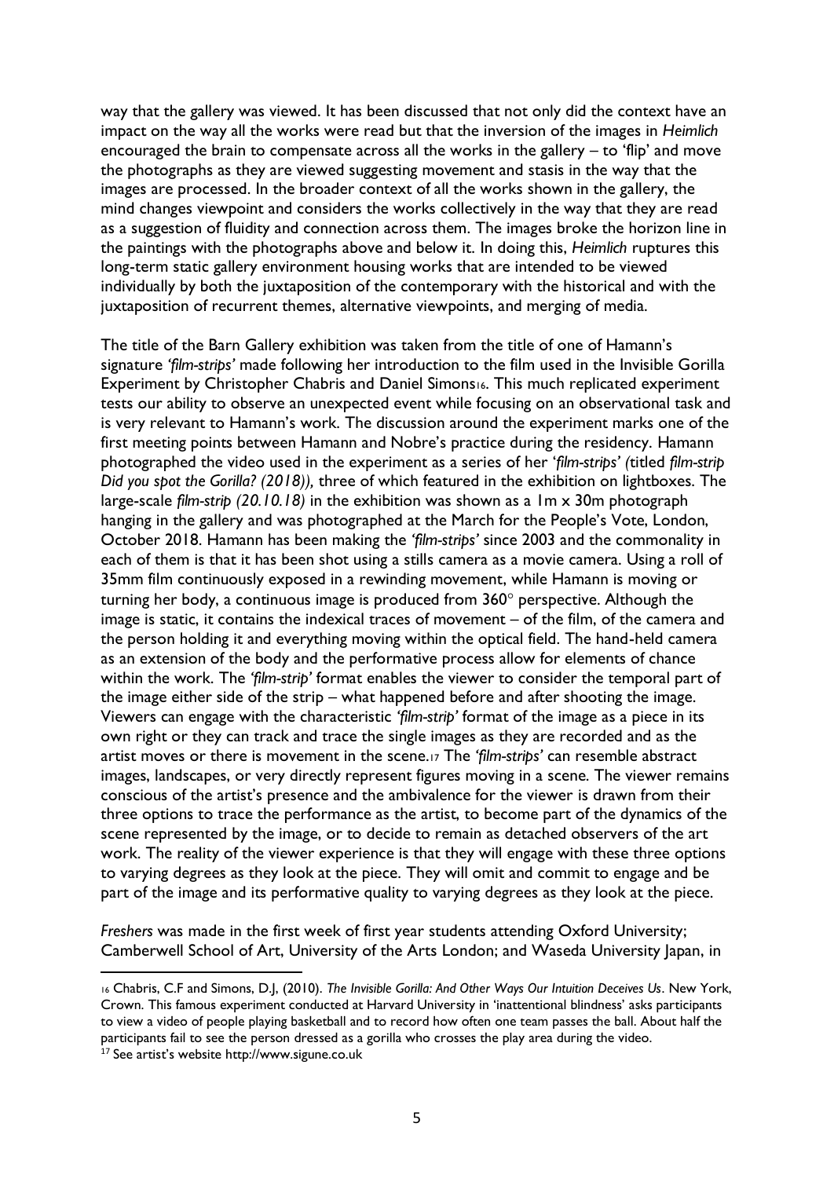way that the gallery was viewed. It has been discussed that not only did the context have an impact on the way all the works were read but that the inversion of the images in *Heimlich* encouraged the brain to compensate across all the works in the gallery – to 'flip' and move the photographs as they are viewed suggesting movement and stasis in the way that the images are processed. In the broader context of all the works shown in the gallery, the mind changes viewpoint and considers the works collectively in the way that they are read as a suggestion of fluidity and connection across them. The images broke the horizon line in the paintings with the photographs above and below it. In doing this, *Heimlich* ruptures this long-term static gallery environment housing works that are intended to be viewed individually by both the juxtaposition of the contemporary with the historical and with the juxtaposition of recurrent themes, alternative viewpoints, and merging of media.

The title of the Barn Gallery exhibition was taken from the title of one of Hamann's signature *'film-strips'* made following her introduction to the film used in the Invisible Gorilla Experiment by Christopher Chabris and Daniel Simons[16]. This much replicated experiment tests our ability to observe an unexpected event while focusing on an observational task and is very relevant to Hamann's work. The discussion around the experiment marks one of the first meeting points between Hamann and Nobre's practice during the residency. Hamann photographed the video used in the experiment as a series of her '*film-strips*' *(*titled *film-strip Did you spot the Gorilla? (2018)),* three of which featured in the exhibition on lightboxes. The large-scale *film-strip (20.10.18)* in the exhibition was shown as a 1m x 30m photograph hanging in the gallery and was photographed at the March for the People's Vote, London, October 2018. Hamann has been making the *'film-strips'* since 2003 and the commonality in each of them is that it has been shot using a stills camera as a movie camera. Using a roll of 35mm film continuously exposed in a rewinding movement, while Hamann is moving or turning her body, a continuous image is produced from 360° perspective. Although the image is static, it contains the indexical traces of movement – of the film, of the camera and the person holding it and everything moving within the optical field. The hand-held camera as an extension of the body and the performative process allow for elements of chance within the work. The *'film-strip'* format enables the viewer to consider the temporal part of the image either side of the strip – what happened before and after shooting the image. Viewers can engage with the characteristic *'film-strip'* format of the image as a piece in its own right or they can track and trace the single images as they are recorded and as the artist moves or there is movement in the scene.[17] The *'film-strips'* can resemble abstract images, landscapes, or very directly represent figures moving in a scene. The viewer remains conscious of the artist's presence and the ambivalence for the viewer is drawn from their three options to trace the performance as the artist, to become part of the dynamics of the scene represented by the image, or to decide to remain as detached observers of the art work. The reality of the viewer experience is that they will engage with these three options to varying degrees as they look at the piece. They will omit and commit to engage and be part of the image and its performative quality to varying degrees as they look at the piece.

*Freshers* was made in the first week of first year students attending Oxford University; Camberwell School of Art, University of the Arts London; and Waseda University Japan, in

---

[16] Chabris, C.F and Simons, D.J, (2010). *The Invisible Gorilla: And Other Ways Our Intuition Deceives Us*. New York, Crown. This famous experiment conducted at Harvard University in 'inattentional blindness' asks participants to view a video of people playing basketball and to record how often one team passes the ball. About half the participants fail to see the person dressed as a gorilla who crosses the play area during the video.

[17] See artist's website http://www.sigune.co.uk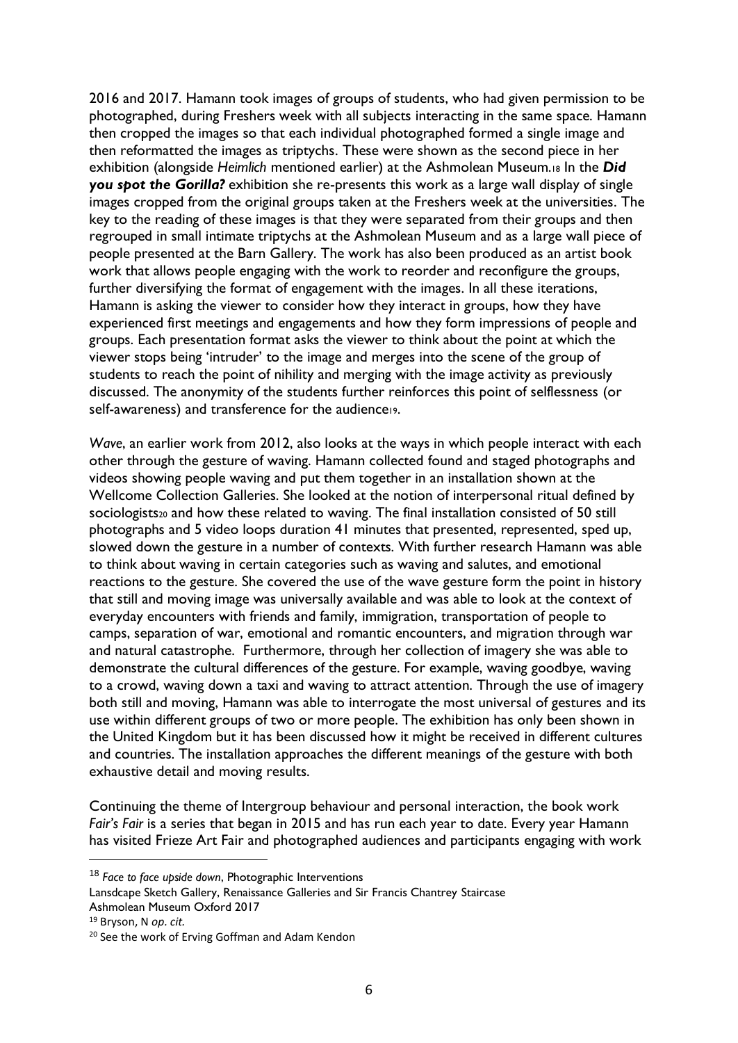2016 and 2017. Hamann took images of groups of students, who had given permission to be photographed, during Freshers week with all subjects interacting in the same space. Hamann then cropped the images so that each individual photographed formed a single image and then reformatted the images as triptychs. These were shown as the second piece in her exhibition (alongside *Heimlich* mentioned earlier) at the Ashmolean Museum.[18] In the ***Did you spot the Gorilla?*** exhibition she re-presents this work as a large wall display of single images cropped from the original groups taken at the Freshers week at the universities. The key to the reading of these images is that they were separated from their groups and then regrouped in small intimate triptychs at the Ashmolean Museum and as a large wall piece of people presented at the Barn Gallery. The work has also been produced as an artist book work that allows people engaging with the work to reorder and reconfigure the groups, further diversifying the format of engagement with the images. In all these iterations, Hamann is asking the viewer to consider how they interact in groups, how they have experienced first meetings and engagements and how they form impressions of people and groups. Each presentation format asks the viewer to think about the point at which the viewer stops being 'intruder' to the image and merges into the scene of the group of students to reach the point of nihility and merging with the image activity as previously discussed. The anonymity of the students further reinforces this point of selflessness (or self-awareness) and transference for the audience[19].

*Wave*, an earlier work from 2012, also looks at the ways in which people interact with each other through the gesture of waving. Hamann collected found and staged photographs and videos showing people waving and put them together in an installation shown at the Wellcome Collection Galleries. She looked at the notion of interpersonal ritual defined by sociologists[20] and how these related to waving. The final installation consisted of 50 still photographs and 5 video loops duration 41 minutes that presented, represented, sped up, slowed down the gesture in a number of contexts. With further research Hamann was able to think about waving in certain categories such as waving and salutes, and emotional reactions to the gesture. She covered the use of the wave gesture form the point in history that still and moving image was universally available and was able to look at the context of everyday encounters with friends and family, immigration, transportation of people to camps, separation of war, emotional and romantic encounters, and migration through war and natural catastrophe. Furthermore, through her collection of imagery she was able to demonstrate the cultural differences of the gesture. For example, waving goodbye, waving to a crowd, waving down a taxi and waving to attract attention. Through the use of imagery both still and moving, Hamann was able to interrogate the most universal of gestures and its use within different groups of two or more people. The exhibition has only been shown in the United Kingdom but it has been discussed how it might be received in different cultures and countries. The installation approaches the different meanings of the gesture with both exhaustive detail and moving results.

Continuing the theme of Intergroup behaviour and personal interaction, the book work *Fair's Fair* is a series that began in 2015 and has run each year to date. Every year Hamann has visited Frieze Art Fair and photographed audiences and participants engaging with work

---

[18] *Face to face upside down*, Photographic Interventions
Lansdcape Sketch Gallery, Renaissance Galleries and Sir Francis Chantrey Staircase
Ashmolean Museum Oxford 2017

[19] Bryson, N *op. cit.*

[20] See the work of Erving Goffman and Adam Kendon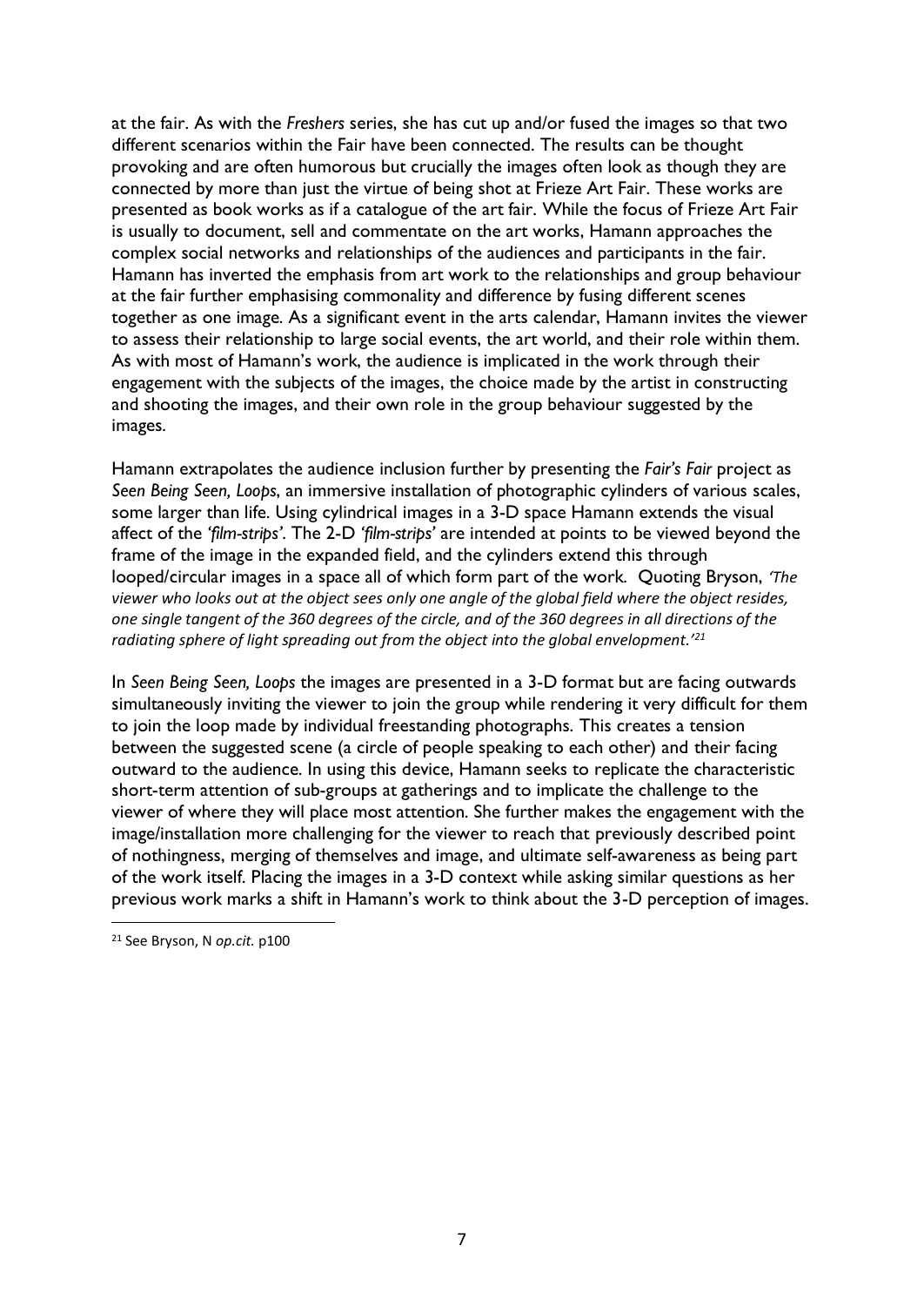at the fair. As with the *Freshers* series, she has cut up and/or fused the images so that two different scenarios within the Fair have been connected. The results can be thought provoking and are often humorous but crucially the images often look as though they are connected by more than just the virtue of being shot at Frieze Art Fair. These works are presented as book works as if a catalogue of the art fair. While the focus of Frieze Art Fair is usually to document, sell and commentate on the art works, Hamann approaches the complex social networks and relationships of the audiences and participants in the fair. Hamann has inverted the emphasis from art work to the relationships and group behaviour at the fair further emphasising commonality and difference by fusing different scenes together as one image. As a significant event in the arts calendar, Hamann invites the viewer to assess their relationship to large social events, the art world, and their role within them. As with most of Hamann's work, the audience is implicated in the work through their engagement with the subjects of the images, the choice made by the artist in constructing and shooting the images, and their own role in the group behaviour suggested by the images.

Hamann extrapolates the audience inclusion further by presenting the *Fair's Fair* project as *Seen Being Seen, Loops*, an immersive installation of photographic cylinders of various scales, some larger than life. Using cylindrical images in a 3-D space Hamann extends the visual affect of the *'film-strips'*. The 2-D *'film-strips'* are intended at points to be viewed beyond the frame of the image in the expanded field, and the cylinders extend this through looped/circular images in a space all of which form part of the work. Quoting Bryson, *'The viewer who looks out at the object sees only one angle of the global field where the object resides, one single tangent of the 360 degrees of the circle, and of the 360 degrees in all directions of the radiating sphere of light spreading out from the object into the global envelopment.'*[21]

In *Seen Being Seen, Loops* the images are presented in a 3-D format but are facing outwards simultaneously inviting the viewer to join the group while rendering it very difficult for them to join the loop made by individual freestanding photographs. This creates a tension between the suggested scene (a circle of people speaking to each other) and their facing outward to the audience. In using this device, Hamann seeks to replicate the characteristic short-term attention of sub-groups at gatherings and to implicate the challenge to the viewer of where they will place most attention. She further makes the engagement with the image/installation more challenging for the viewer to reach that previously described point of nothingness, merging of themselves and image, and ultimate self-awareness as being part of the work itself. Placing the images in a 3-D context while asking similar questions as her previous work marks a shift in Hamann's work to think about the 3-D perception of images.

---

[21] See Bryson, N *op.cit.* p100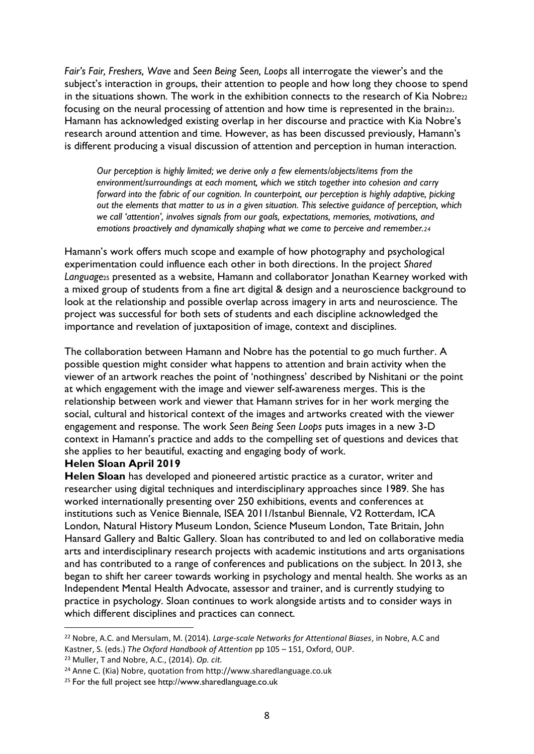*Fair's Fair, Freshers, Wave* and *Seen Being Seen, Loops* all interrogate the viewer's and the subject's interaction in groups, their attention to people and how long they choose to spend in the situations shown. The work in the exhibition connects to the research of Kia Nobre[22] focusing on the neural processing of attention and how time is represented in the brain[23]. Hamann has acknowledged existing overlap in her discourse and practice with Kia Nobre's research around attention and time. However, as has been discussed previously, Hamann's is different producing a visual discussion of attention and perception in human interaction.

> *Our perception is highly limited; we derive only a few elements/objects/items from the environment/surroundings at each moment, which we stitch together into cohesion and carry forward into the fabric of our cognition. In counterpoint, our perception is highly adaptive, picking out the elements that matter to us in a given situation. This selective guidance of perception, which we call 'attention', involves signals from our goals, expectations, memories, motivations, and emotions proactively and dynamically shaping what we come to perceive and remember.*[24]

Hamann's work offers much scope and example of how photography and psychological experimentation could influence each other in both directions. In the project *Shared Language*[25] presented as a website, Hamann and collaborator Jonathan Kearney worked with a mixed group of students from a fine art digital & design and a neuroscience background to look at the relationship and possible overlap across imagery in arts and neuroscience. The project was successful for both sets of students and each discipline acknowledged the importance and revelation of juxtaposition of image, context and disciplines.

The collaboration between Hamann and Nobre has the potential to go much further. A possible question might consider what happens to attention and brain activity when the viewer of an artwork reaches the point of 'nothingness' described by Nishitani or the point at which engagement with the image and viewer self-awareness merges. This is the relationship between work and viewer that Hamann strives for in her work merging the social, cultural and historical context of the images and artworks created with the viewer engagement and response. The work *Seen Being Seen Loops* puts images in a new 3-D context in Hamann's practice and adds to the compelling set of questions and devices that she applies to her beautiful, exacting and engaging body of work.

**Helen Sloan April 2019**

**Helen Sloan** has developed and pioneered artistic practice as a curator, writer and researcher using digital techniques and interdisciplinary approaches since 1989. She has worked internationally presenting over 250 exhibitions, events and conferences at institutions such as Venice Biennale, ISEA 2011/Istanbul Biennale, V2 Rotterdam, ICA London, Natural History Museum London, Science Museum London, Tate Britain, John Hansard Gallery and Baltic Gallery. Sloan has contributed to and led on collaborative media arts and interdisciplinary research projects with academic institutions and arts organisations and has contributed to a range of conferences and publications on the subject. In 2013, she began to shift her career towards working in psychology and mental health. She works as an Independent Mental Health Advocate, assessor and trainer, and is currently studying to practice in psychology. Sloan continues to work alongside artists and to consider ways in which different disciplines and practices can connect.

---

[22] Nobre, A.C. and Mersulam, M. (2014). *Large-scale Networks for Attentional Biases*, in Nobre, A.C and Kastner, S. (eds.) *The Oxford Handbook of Attention* pp 105 – 151, Oxford, OUP.

[23] Muller, T and Nobre, A.C., (2014). *Op. cit.*

[24] Anne C. (Kia) Nobre, quotation from http://www.sharedlanguage.co.uk

[25] For the full project see http://www.sharedlanguage.co.uk